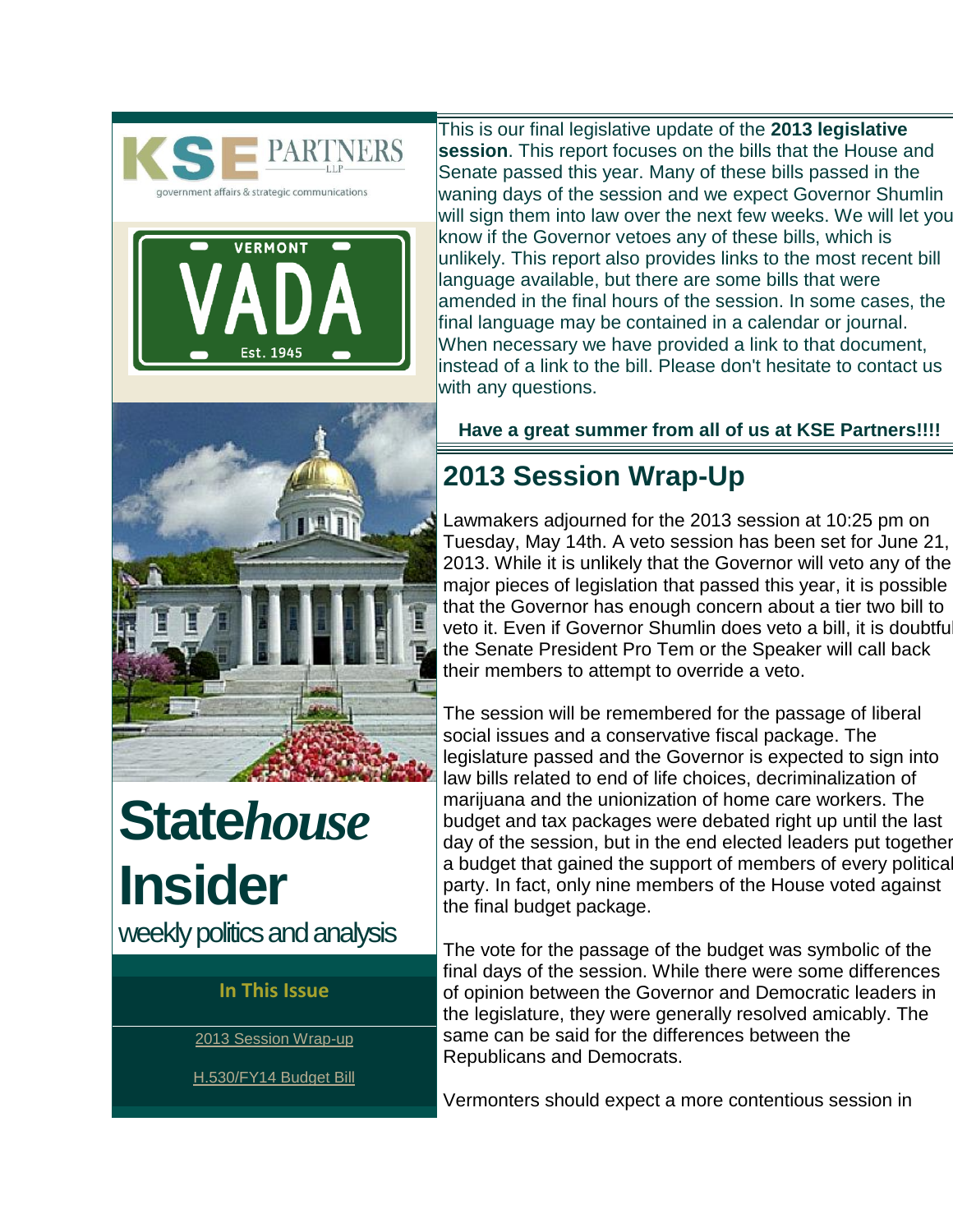KSE PARTNERS LLP

government affairs & strategic communications

VERMONT VADA Est. 1945

# Statehouse Insider

weekly politics and analysis

**In This Issue**

2013 Session Wrap-up

H.530/FY14 Budget Bill

This is our final legislative update of the **2013 legislative session**. This report focuses on the bills that the House and Senate passed this year. Many of these bills passed in the waning days of the session and we expect Governor Shumlin will sign them into law over the next few weeks. We will let you know if the Governor vetoes any of these bills, which is unlikely. This report also provides links to the most recent bill language available, but there are some bills that were amended in the final hours of the session. In some cases, the final language may be contained in a calendar or journal. When necessary we have provided a link to that document, instead of a link to the bill. Please don't hesitate to contact us with any questions.

**Have a great summer from all of us at KSE Partners!!!!**

## 2013 Session Wrap-Up

Lawmakers adjourned for the 2013 session at 10:25 pm on Tuesday, May 14th. A veto session has been set for June 21, 2013. While it is unlikely that the Governor will veto any of the major pieces of legislation that passed this year, it is possible that the Governor has enough concern about a tier two bill to veto it. Even if Governor Shumlin does veto a bill, it is doubtful the Senate President Pro Tem or the Speaker will call back their members to attempt to override a veto.

The session will be remembered for the passage of liberal social issues and a conservative fiscal package. The legislature passed and the Governor is expected to sign into law bills related to end of life choices, decriminalization of marijuana and the unionization of home care workers. The budget and tax packages were debated right up until the last day of the session, but in the end elected leaders put together a budget that gained the support of members of every political party. In fact, only nine members of the House voted against the final budget package.

The vote for the passage of the budget was symbolic of the final days of the session. While there were some differences of opinion between the Governor and Democratic leaders in the legislature, they were generally resolved amicably. The same can be said for the differences between the Republicans and Democrats.

Vermonters should expect a more contentious session in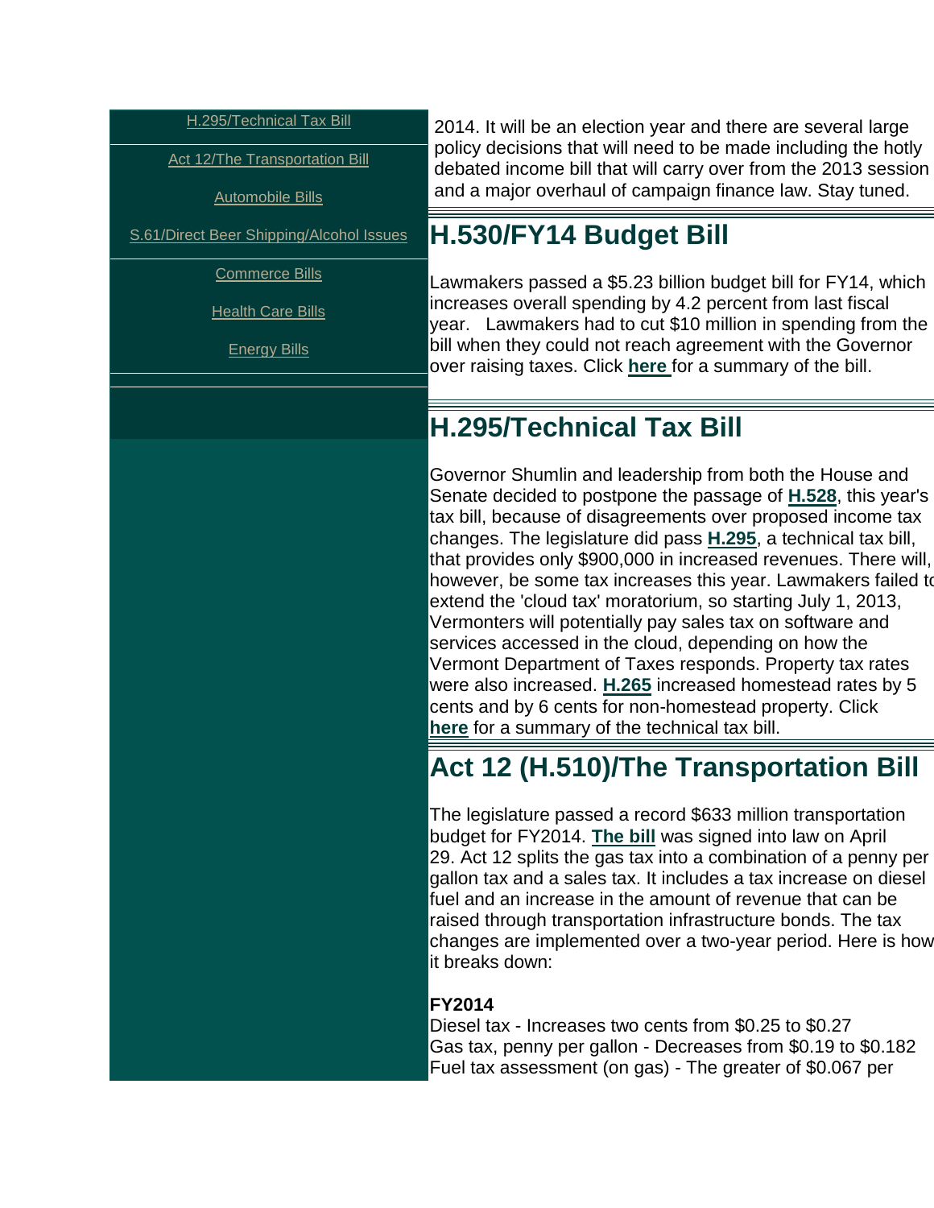H.295/Technical Tax Bill

Act 12/The Transportation Bill

Automobile Bills

S.61/Direct Beer Shipping/Alcohol Issues

Commerce Bills

Health Care Bills

Energy Bills

2014. It will be an election year and there are several large policy decisions that will need to be made including the hotly debated income bill that will carry over from the 2013 session and a major overhaul of campaign finance law. Stay tuned.

## H.530/FY14 Budget Bill

Lawmakers passed a $5.23 billion budget bill for FY14, which increases overall spending by 4.2 percent from last fiscal year. Lawmakers had to cut $10 million in spending from the bill when they could not reach agreement with the Governor over raising taxes. Click **here** for a summary of the bill.

## H.295/Technical Tax Bill

Governor Shumlin and leadership from both the House and Senate decided to postpone the passage of **H.528**, this year's tax bill, because of disagreements over proposed income tax changes. The legislature did pass **H.295**, a technical tax bill, that provides only $900,000 in increased revenues. There will, however, be some tax increases this year. Lawmakers failed to extend the 'cloud tax' moratorium, so starting July 1, 2013, Vermonters will potentially pay sales tax on software and services accessed in the cloud, depending on how the Vermont Department of Taxes responds. Property tax rates were also increased. **H.265** increased homestead rates by 5 cents and by 6 cents for non-homestead property. Click **here** for a summary of the technical tax bill.

## Act 12 (H.510)/The Transportation Bill

The legislature passed a record $633 million transportation budget for FY2014. **The bill** was signed into law on April 29. Act 12 splits the gas tax into a combination of a penny per gallon tax and a sales tax. It includes a tax increase on diesel fuel and an increase in the amount of revenue that can be raised through transportation infrastructure bonds. The tax changes are implemented over a two-year period. Here is how it breaks down:

**FY2014**
Diesel tax - Increases two cents from $0.25 to $0.27
Gas tax, penny per gallon - Decreases from $0.19 to $0.182
Fuel tax assessment (on gas) - The greater of $0.067 per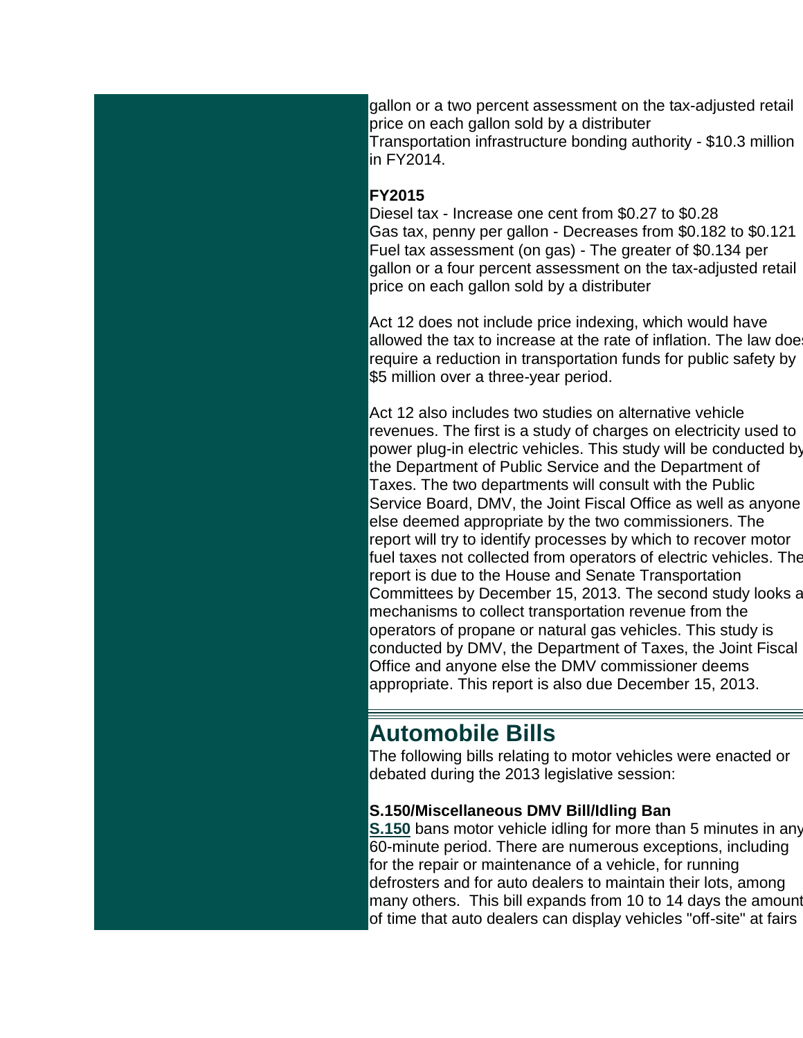gallon or a two percent assessment on the tax-adjusted retail price on each gallon sold by a distributer
Transportation infrastructure bonding authority - $10.3 million in FY2014.

**FY2015**
Diesel tax - Increase one cent from $0.27 to $0.28
Gas tax, penny per gallon - Decreases from $0.182 to $0.121
Fuel tax assessment (on gas) - The greater of $0.134 per gallon or a four percent assessment on the tax-adjusted retail price on each gallon sold by a distributer

Act 12 does not include price indexing, which would have allowed the tax to increase at the rate of inflation. The law does require a reduction in transportation funds for public safety by $5 million over a three-year period.

Act 12 also includes two studies on alternative vehicle revenues. The first is a study of charges on electricity used to power plug-in electric vehicles. This study will be conducted by the Department of Public Service and the Department of Taxes. The two departments will consult with the Public Service Board, DMV, the Joint Fiscal Office as well as anyone else deemed appropriate by the two commissioners. The report will try to identify processes by which to recover motor fuel taxes not collected from operators of electric vehicles. The report is due to the House and Senate Transportation Committees by December 15, 2013. The second study looks at mechanisms to collect transportation revenue from the operators of propane or natural gas vehicles. This study is conducted by DMV, the Department of Taxes, the Joint Fiscal Office and anyone else the DMV commissioner deems appropriate. This report is also due December 15, 2013.

## Automobile Bills

The following bills relating to motor vehicles were enacted or debated during the 2013 legislative session:

**S.150/Miscellaneous DMV Bill/Idling Ban**
**S.150** bans motor vehicle idling for more than 5 minutes in any 60-minute period. There are numerous exceptions, including for the repair or maintenance of a vehicle, for running defrosters and for auto dealers to maintain their lots, among many others. This bill expands from 10 to 14 days the amount of time that auto dealers can display vehicles "off-site" at fairs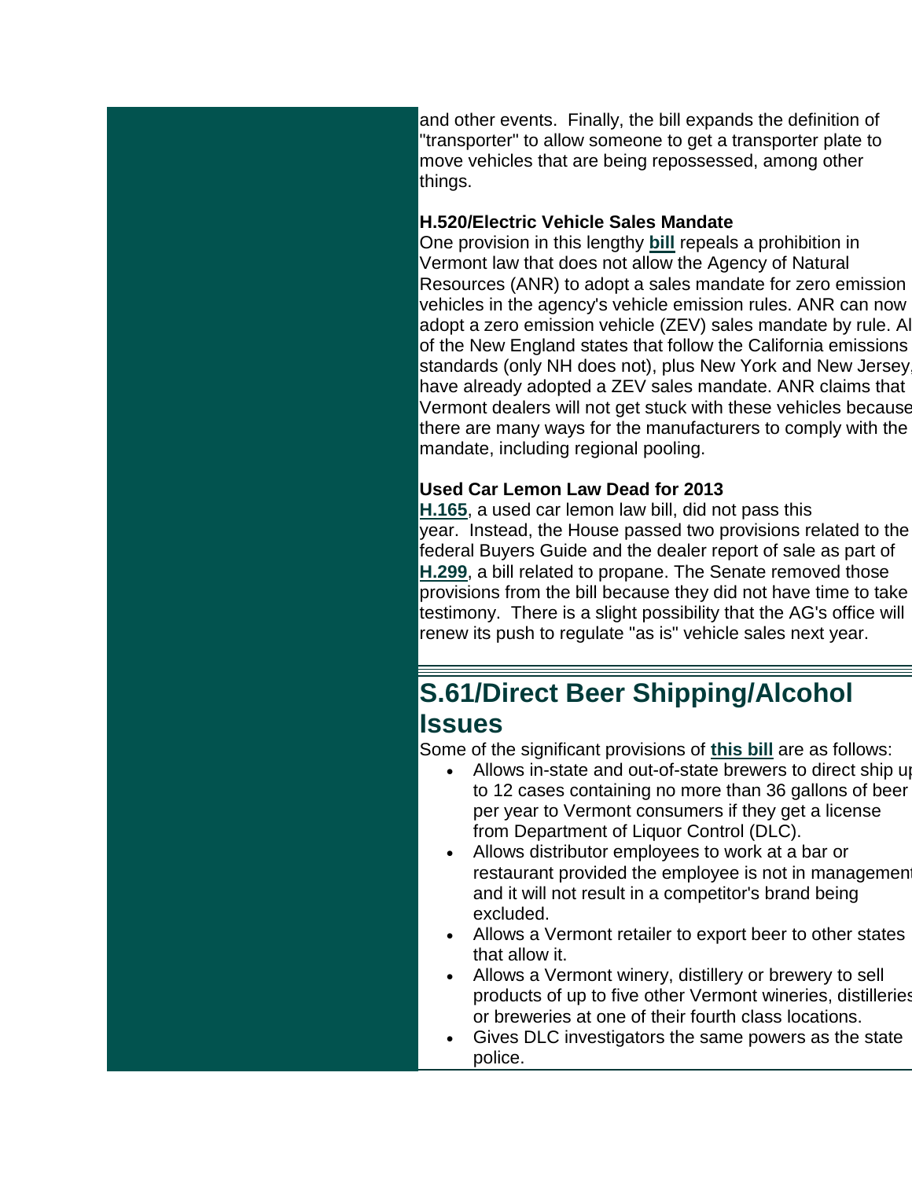and other events. Finally, the bill expands the definition of "transporter" to allow someone to get a transporter plate to move vehicles that are being repossessed, among other things.

**H.520/Electric Vehicle Sales Mandate**
One provision in this lengthy **bill** repeals a prohibition in Vermont law that does not allow the Agency of Natural Resources (ANR) to adopt a sales mandate for zero emission vehicles in the agency's vehicle emission rules. ANR can now adopt a zero emission vehicle (ZEV) sales mandate by rule. All of the New England states that follow the California emissions standards (only NH does not), plus New York and New Jersey, have already adopted a ZEV sales mandate. ANR claims that Vermont dealers will not get stuck with these vehicles because there are many ways for the manufacturers to comply with the mandate, including regional pooling.

**Used Car Lemon Law Dead for 2013**
**H.165**, a used car lemon law bill, did not pass this year. Instead, the House passed two provisions related to the federal Buyers Guide and the dealer report of sale as part of **H.299**, a bill related to propane. The Senate removed those provisions from the bill because they did not have time to take testimony. There is a slight possibility that the AG's office will renew its push to regulate "as is" vehicle sales next year.

## S.61/Direct Beer Shipping/Alcohol Issues

Some of the significant provisions of **this bill** are as follows:

- Allows in-state and out-of-state brewers to direct ship up to 12 cases containing no more than 36 gallons of beer per year to Vermont consumers if they get a license from Department of Liquor Control (DLC).
- Allows distributor employees to work at a bar or restaurant provided the employee is not in management and it will not result in a competitor's brand being excluded.
- Allows a Vermont retailer to export beer to other states that allow it.
- Allows a Vermont winery, distillery or brewery to sell products of up to five other Vermont wineries, distilleries or breweries at one of their fourth class locations.
- Gives DLC investigators the same powers as the state police.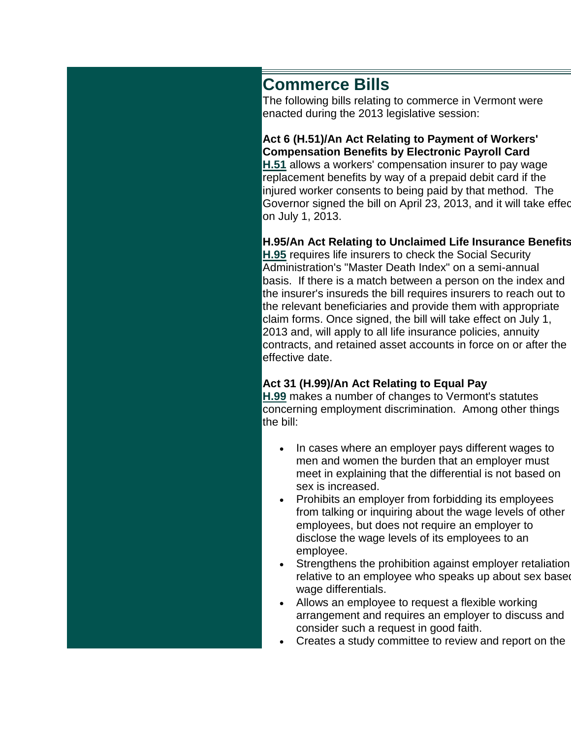## Commerce Bills

The following bills relating to commerce in Vermont were enacted during the 2013 legislative session:

**Act 6 (H.51)/An Act Relating to Payment of Workers' Compensation Benefits by Electronic Payroll Card**

**H.51** allows a workers' compensation insurer to pay wage replacement benefits by way of a prepaid debit card if the injured worker consents to being paid by that method. The Governor signed the bill on April 23, 2013, and it will take effect on July 1, 2013.

**H.95/An Act Relating to Unclaimed Life Insurance Benefits**

**H.95** requires life insurers to check the Social Security Administration's "Master Death Index" on a semi-annual basis. If there is a match between a person on the index and the insurer's insureds the bill requires insurers to reach out to the relevant beneficiaries and provide them with appropriate claim forms. Once signed, the bill will take effect on July 1, 2013 and, will apply to all life insurance policies, annuity contracts, and retained asset accounts in force on or after the effective date.

**Act 31 (H.99)/An Act Relating to Equal Pay**

**H.99** makes a number of changes to Vermont's statutes concerning employment discrimination. Among other things the bill:

- In cases where an employer pays different wages to men and women the burden that an employer must meet in explaining that the differential is not based on sex is increased.
- Prohibits an employer from forbidding its employees from talking or inquiring about the wage levels of other employees, but does not require an employer to disclose the wage levels of its employees to an employee.
- Strengthens the prohibition against employer retaliation relative to an employee who speaks up about sex based wage differentials.
- Allows an employee to request a flexible working arrangement and requires an employer to discuss and consider such a request in good faith.
- Creates a study committee to review and report on the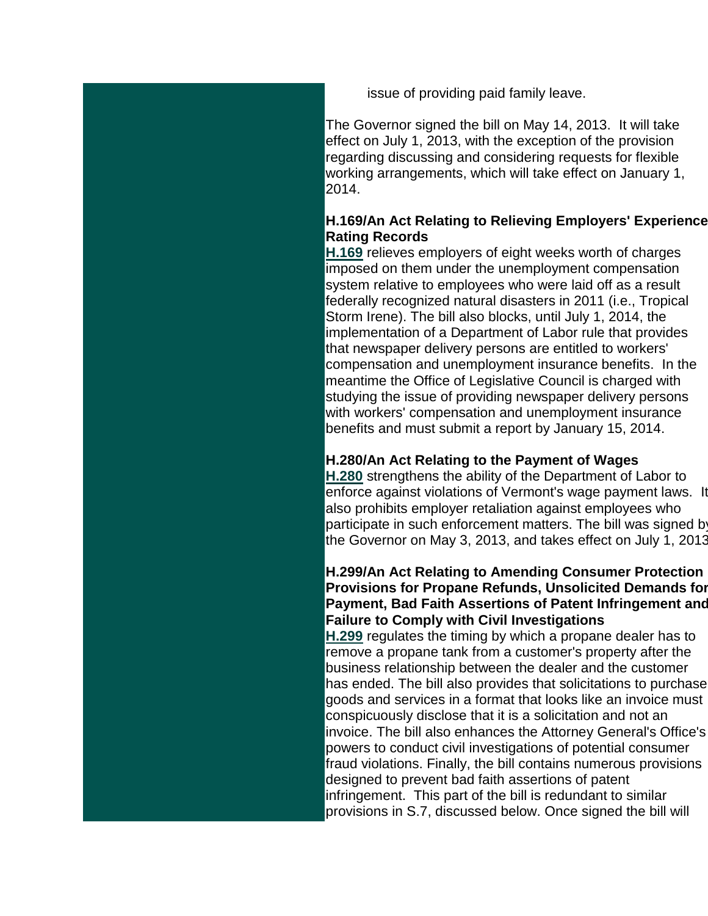issue of providing paid family leave.

The Governor signed the bill on May 14, 2013. It will take effect on July 1, 2013, with the exception of the provision regarding discussing and considering requests for flexible working arrangements, which will take effect on January 1, 2014.

**H.169/An Act Relating to Relieving Employers' Experience Rating Records**

**H.169** relieves employers of eight weeks worth of charges imposed on them under the unemployment compensation system relative to employees who were laid off as a result federally recognized natural disasters in 2011 (i.e., Tropical Storm Irene). The bill also blocks, until July 1, 2014, the implementation of a Department of Labor rule that provides that newspaper delivery persons are entitled to workers' compensation and unemployment insurance benefits. In the meantime the Office of Legislative Council is charged with studying the issue of providing newspaper delivery persons with workers' compensation and unemployment insurance benefits and must submit a report by January 15, 2014.

**H.280/An Act Relating to the Payment of Wages**

**H.280** strengthens the ability of the Department of Labor to enforce against violations of Vermont's wage payment laws. It also prohibits employer retaliation against employees who participate in such enforcement matters. The bill was signed by the Governor on May 3, 2013, and takes effect on July 1, 2013.

**H.299/An Act Relating to Amending Consumer Protection Provisions for Propane Refunds, Unsolicited Demands for Payment, Bad Faith Assertions of Patent Infringement and Failure to Comply with Civil Investigations**

**H.299** regulates the timing by which a propane dealer has to remove a propane tank from a customer's property after the business relationship between the dealer and the customer has ended. The bill also provides that solicitations to purchase goods and services in a format that looks like an invoice must conspicuously disclose that it is a solicitation and not an invoice. The bill also enhances the Attorney General's Office's powers to conduct civil investigations of potential consumer fraud violations. Finally, the bill contains numerous provisions designed to prevent bad faith assertions of patent infringement. This part of the bill is redundant to similar provisions in S.7, discussed below. Once signed the bill will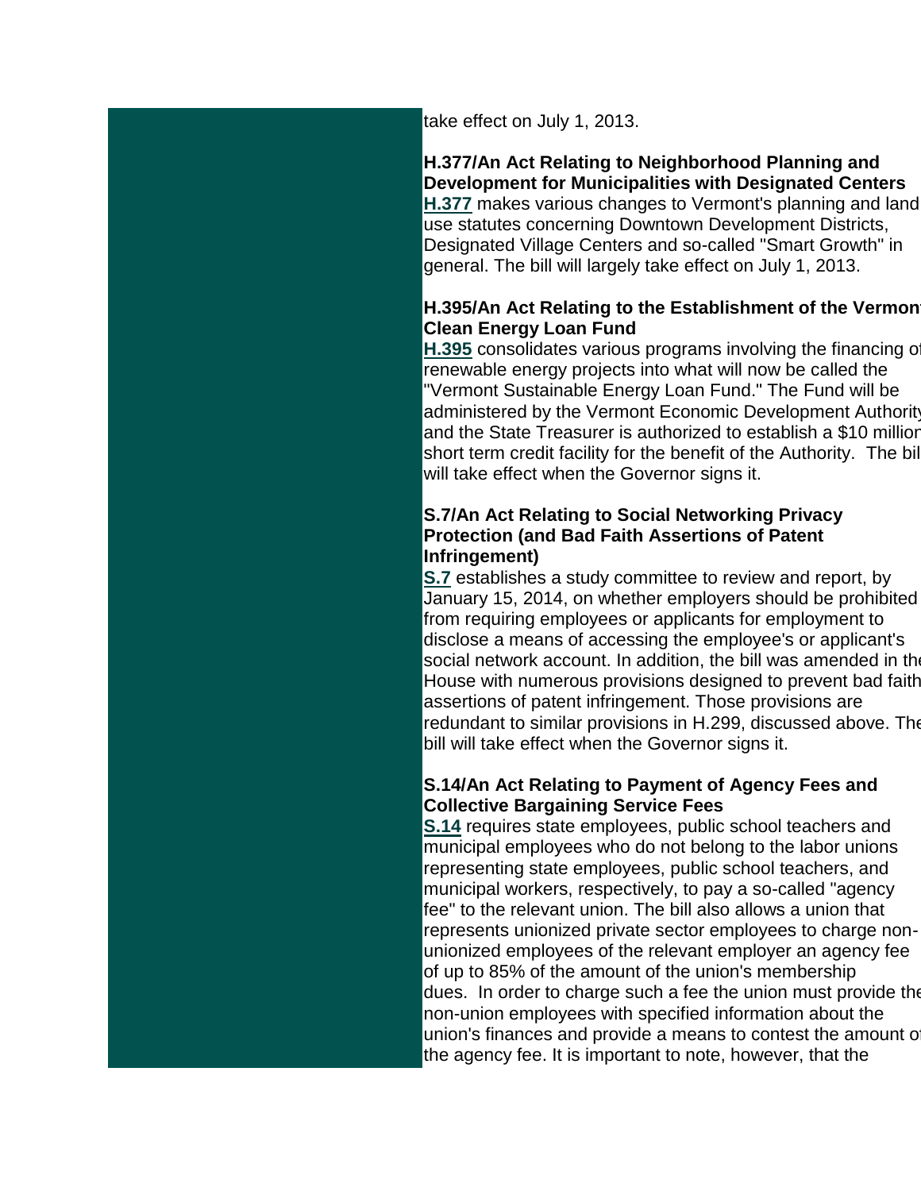take effect on July 1, 2013.

**H.377/An Act Relating to Neighborhood Planning and Development for Municipalities with Designated Centers**
**H.377** makes various changes to Vermont's planning and land use statutes concerning Downtown Development Districts, Designated Village Centers and so-called "Smart Growth" in general. The bill will largely take effect on July 1, 2013.

**H.395/An Act Relating to the Establishment of the Vermont Clean Energy Loan Fund**
**H.395** consolidates various programs involving the financing of renewable energy projects into what will now be called the "Vermont Sustainable Energy Loan Fund." The Fund will be administered by the Vermont Economic Development Authority and the State Treasurer is authorized to establish a $10 million short term credit facility for the benefit of the Authority. The bill will take effect when the Governor signs it.

**S.7/An Act Relating to Social Networking Privacy Protection (and Bad Faith Assertions of Patent Infringement)**
**S.7** establishes a study committee to review and report, by January 15, 2014, on whether employers should be prohibited from requiring employees or applicants for employment to disclose a means of accessing the employee's or applicant's social network account. In addition, the bill was amended in the House with numerous provisions designed to prevent bad faith assertions of patent infringement. Those provisions are redundant to similar provisions in H.299, discussed above. The bill will take effect when the Governor signs it.

**S.14/An Act Relating to Payment of Agency Fees and Collective Bargaining Service Fees**
**S.14** requires state employees, public school teachers and municipal employees who do not belong to the labor unions representing state employees, public school teachers, and municipal workers, respectively, to pay a so-called "agency fee" to the relevant union. The bill also allows a union that represents unionized private sector employees to charge non-unionized employees of the relevant employer an agency fee of up to 85% of the amount of the union's membership dues. In order to charge such a fee the union must provide the non-union employees with specified information about the union's finances and provide a means to contest the amount of the agency fee. It is important to note, however, that the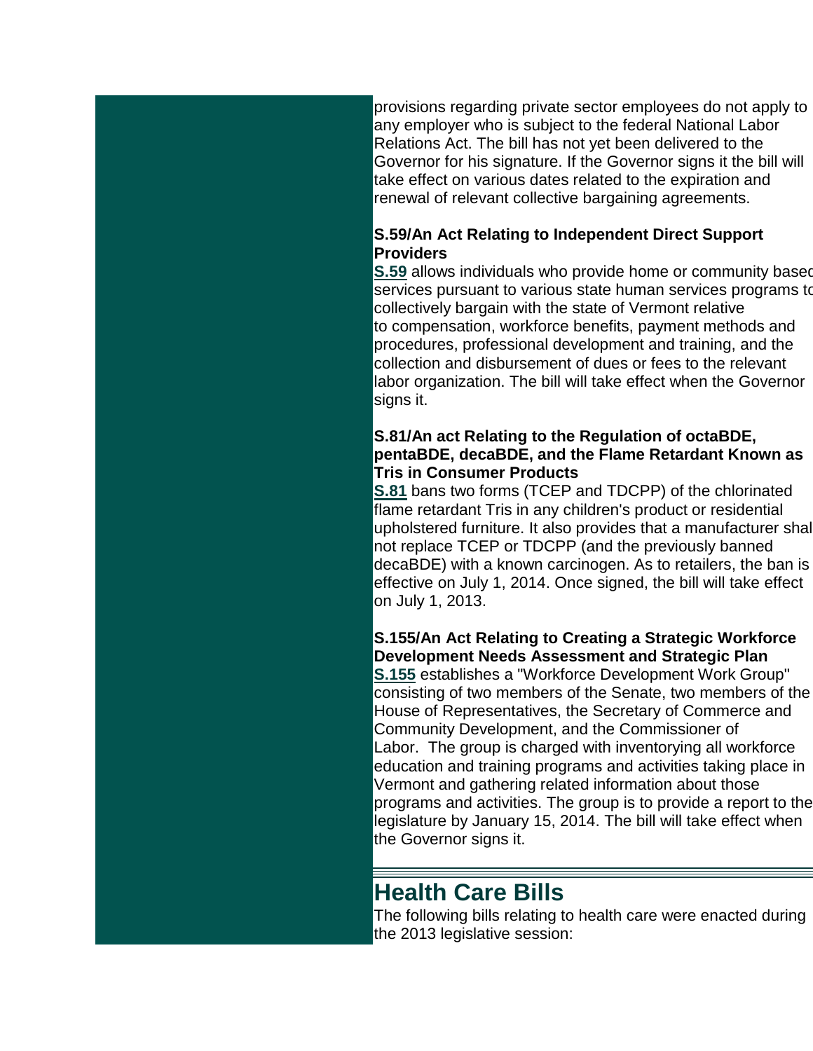provisions regarding private sector employees do not apply to any employer who is subject to the federal National Labor Relations Act. The bill has not yet been delivered to the Governor for his signature. If the Governor signs it the bill will take effect on various dates related to the expiration and renewal of relevant collective bargaining agreements.

**S.59/An Act Relating to Independent Direct Support Providers**
**S.59** allows individuals who provide home or community based services pursuant to various state human services programs to collectively bargain with the state of Vermont relative to compensation, workforce benefits, payment methods and procedures, professional development and training, and the collection and disbursement of dues or fees to the relevant labor organization. The bill will take effect when the Governor signs it.

**S.81/An act Relating to the Regulation of octaBDE, pentaBDE, decaBDE, and the Flame Retardant Known as Tris in Consumer Products**
**S.81** bans two forms (TCEP and TDCPP) of the chlorinated flame retardant Tris in any children's product or residential upholstered furniture. It also provides that a manufacturer shall not replace TCEP or TDCPP (and the previously banned decaBDE) with a known carcinogen. As to retailers, the ban is effective on July 1, 2014. Once signed, the bill will take effect on July 1, 2013.

**S.155/An Act Relating to Creating a Strategic Workforce Development Needs Assessment and Strategic Plan**
**S.155** establishes a "Workforce Development Work Group" consisting of two members of the Senate, two members of the House of Representatives, the Secretary of Commerce and Community Development, and the Commissioner of Labor. The group is charged with inventorying all workforce education and training programs and activities taking place in Vermont and gathering related information about those programs and activities. The group is to provide a report to the legislature by January 15, 2014. The bill will take effect when the Governor signs it.

## Health Care Bills

The following bills relating to health care were enacted during the 2013 legislative session: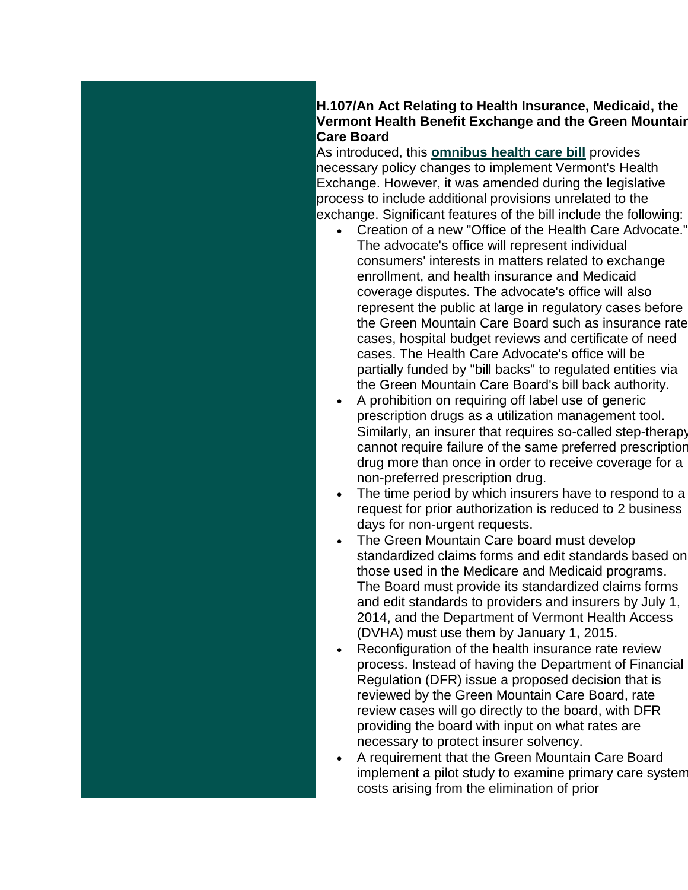**H.107/An Act Relating to Health Insurance, Medicaid, the Vermont Health Benefit Exchange and the Green Mountain Care Board**

As introduced, this **omnibus health care bill** provides necessary policy changes to implement Vermont's Health Exchange. However, it was amended during the legislative process to include additional provisions unrelated to the exchange. Significant features of the bill include the following:

- Creation of a new "Office of the Health Care Advocate." The advocate's office will represent individual consumers' interests in matters related to exchange enrollment, and health insurance and Medicaid coverage disputes. The advocate's office will also represent the public at large in regulatory cases before the Green Mountain Care Board such as insurance rate cases, hospital budget reviews and certificate of need cases. The Health Care Advocate's office will be partially funded by "bill backs" to regulated entities via the Green Mountain Care Board's bill back authority.
- A prohibition on requiring off label use of generic prescription drugs as a utilization management tool. Similarly, an insurer that requires so-called step-therapy cannot require failure of the same preferred prescription drug more than once in order to receive coverage for a non-preferred prescription drug.
- The time period by which insurers have to respond to a request for prior authorization is reduced to 2 business days for non-urgent requests.
- The Green Mountain Care board must develop standardized claims forms and edit standards based on those used in the Medicare and Medicaid programs. The Board must provide its standardized claims forms and edit standards to providers and insurers by July 1, 2014, and the Department of Vermont Health Access (DVHA) must use them by January 1, 2015.
- Reconfiguration of the health insurance rate review process. Instead of having the Department of Financial Regulation (DFR) issue a proposed decision that is reviewed by the Green Mountain Care Board, rate review cases will go directly to the board, with DFR providing the board with input on what rates are necessary to protect insurer solvency.
- A requirement that the Green Mountain Care Board implement a pilot study to examine primary care system costs arising from the elimination of prior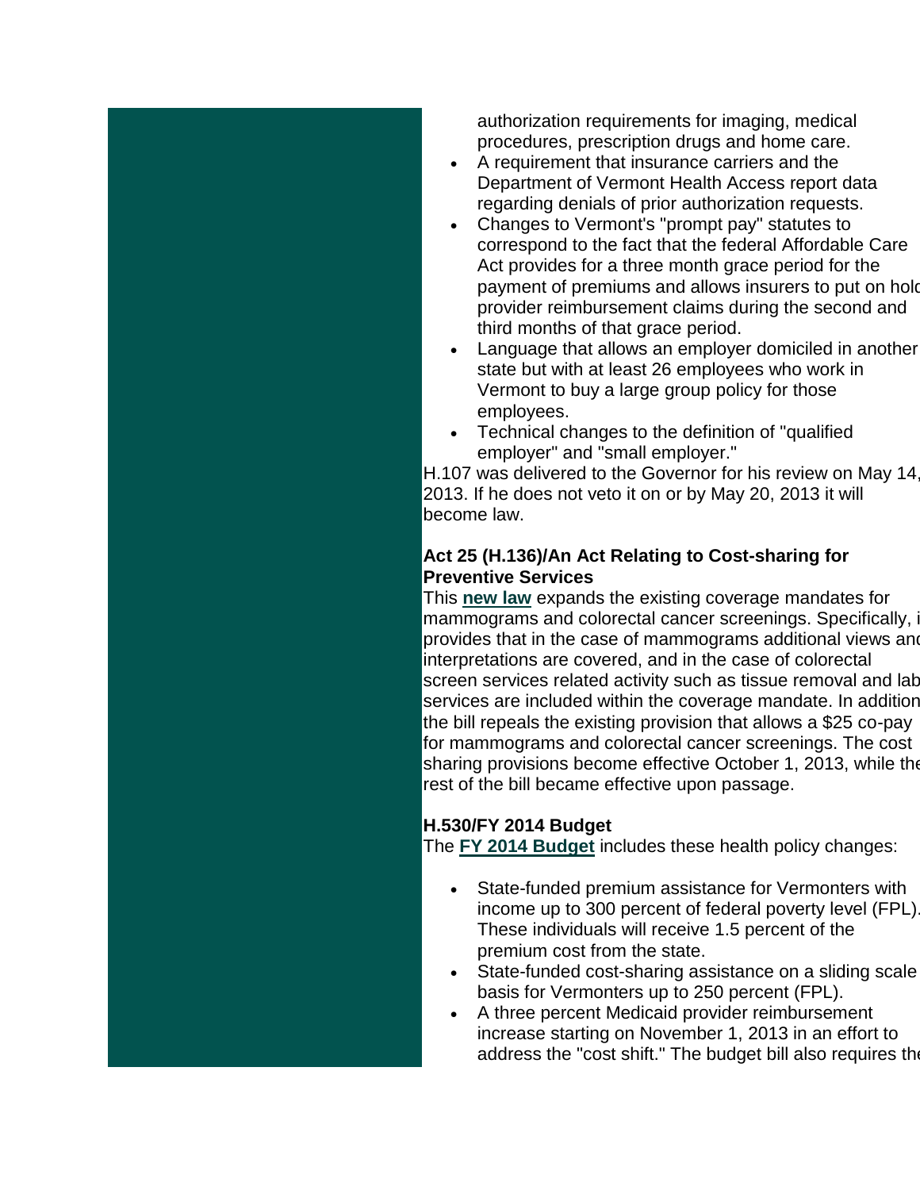authorization requirements for imaging, medical procedures, prescription drugs and home care.

- A requirement that insurance carriers and the Department of Vermont Health Access report data regarding denials of prior authorization requests.
- Changes to Vermont's "prompt pay" statutes to correspond to the fact that the federal Affordable Care Act provides for a three month grace period for the payment of premiums and allows insurers to put on hold provider reimbursement claims during the second and third months of that grace period.
- Language that allows an employer domiciled in another state but with at least 26 employees who work in Vermont to buy a large group policy for those employees.
- Technical changes to the definition of "qualified employer" and "small employer."

H.107 was delivered to the Governor for his review on May 14, 2013. If he does not veto it on or by May 20, 2013 it will become law.

**Act 25 (H.136)/An Act Relating to Cost-sharing for Preventive Services**

This **new law** expands the existing coverage mandates for mammograms and colorectal cancer screenings. Specifically, it provides that in the case of mammograms additional views and interpretations are covered, and in the case of colorectal screen services related activity such as tissue removal and lab services are included within the coverage mandate. In addition the bill repeals the existing provision that allows a $25 co-pay for mammograms and colorectal cancer screenings. The cost sharing provisions become effective October 1, 2013, while the rest of the bill became effective upon passage.

**H.530/FY 2014 Budget**

The **FY 2014 Budget** includes these health policy changes:

- State-funded premium assistance for Vermonters with income up to 300 percent of federal poverty level (FPL). These individuals will receive 1.5 percent of the premium cost from the state.
- State-funded cost-sharing assistance on a sliding scale basis for Vermonters up to 250 percent (FPL).
- A three percent Medicaid provider reimbursement increase starting on November 1, 2013 in an effort to address the "cost shift." The budget bill also requires the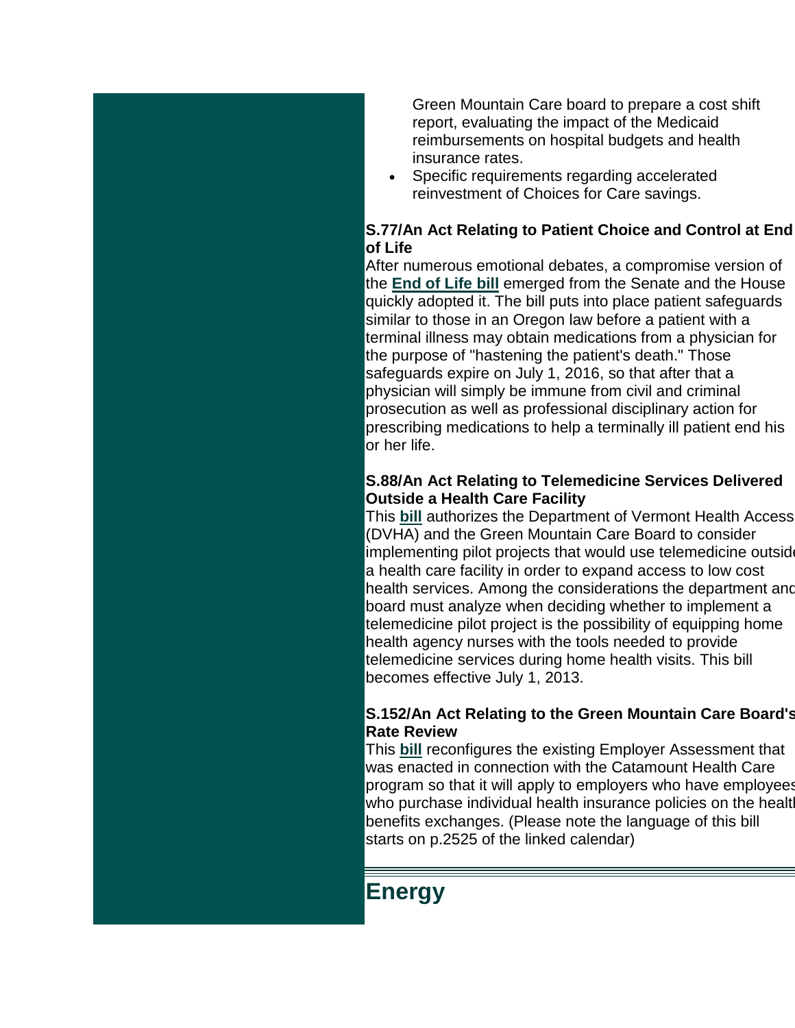Green Mountain Care board to prepare a cost shift report, evaluating the impact of the Medicaid reimbursements on hospital budgets and health insurance rates.

- Specific requirements regarding accelerated reinvestment of Choices for Care savings.

**S.77/An Act Relating to Patient Choice and Control at End of Life**

After numerous emotional debates, a compromise version of the **End of Life bill** emerged from the Senate and the House quickly adopted it. The bill puts into place patient safeguards similar to those in an Oregon law before a patient with a terminal illness may obtain medications from a physician for the purpose of "hastening the patient's death." Those safeguards expire on July 1, 2016, so that after that a physician will simply be immune from civil and criminal prosecution as well as professional disciplinary action for prescribing medications to help a terminally ill patient end his or her life.

**S.88/An Act Relating to Telemedicine Services Delivered Outside a Health Care Facility**

This **bill** authorizes the Department of Vermont Health Access (DVHA) and the Green Mountain Care Board to consider implementing pilot projects that would use telemedicine outside a health care facility in order to expand access to low cost health services. Among the considerations the department and board must analyze when deciding whether to implement a telemedicine pilot project is the possibility of equipping home health agency nurses with the tools needed to provide telemedicine services during home health visits. This bill becomes effective July 1, 2013.

**S.152/An Act Relating to the Green Mountain Care Board's Rate Review**

This **bill** reconfigures the existing Employer Assessment that was enacted in connection with the Catamount Health Care program so that it will apply to employers who have employees who purchase individual health insurance policies on the health benefits exchanges. (Please note the language of this bill starts on p.2525 of the linked calendar)

## Energy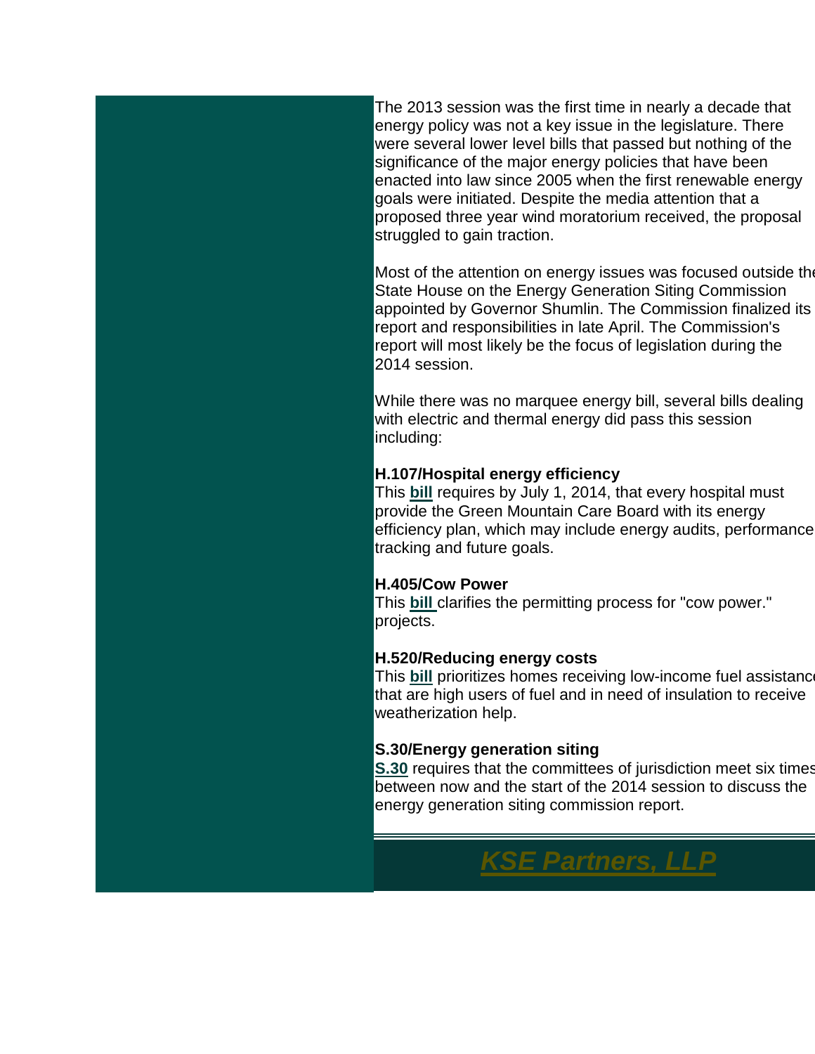The 2013 session was the first time in nearly a decade that energy policy was not a key issue in the legislature. There were several lower level bills that passed but nothing of the significance of the major energy policies that have been enacted into law since 2005 when the first renewable energy goals were initiated. Despite the media attention that a proposed three year wind moratorium received, the proposal struggled to gain traction.

Most of the attention on energy issues was focused outside the State House on the Energy Generation Siting Commission appointed by Governor Shumlin. The Commission finalized its report and responsibilities in late April. The Commission's report will most likely be the focus of legislation during the 2014 session.

While there was no marquee energy bill, several bills dealing with electric and thermal energy did pass this session including:

**H.107/Hospital energy efficiency**
This **bill** requires by July 1, 2014, that every hospital must provide the Green Mountain Care Board with its energy efficiency plan, which may include energy audits, performance tracking and future goals.

**H.405/Cow Power**
This **bill** clarifies the permitting process for "cow power." projects.

**H.520/Reducing energy costs**
This **bill** prioritizes homes receiving low-income fuel assistance that are high users of fuel and in need of insulation to receive weatherization help.

**S.30/Energy generation siting**
**S.30** requires that the committees of jurisdiction meet six times between now and the start of the 2014 session to discuss the energy generation siting commission report.

***KSE Partners, LLP***